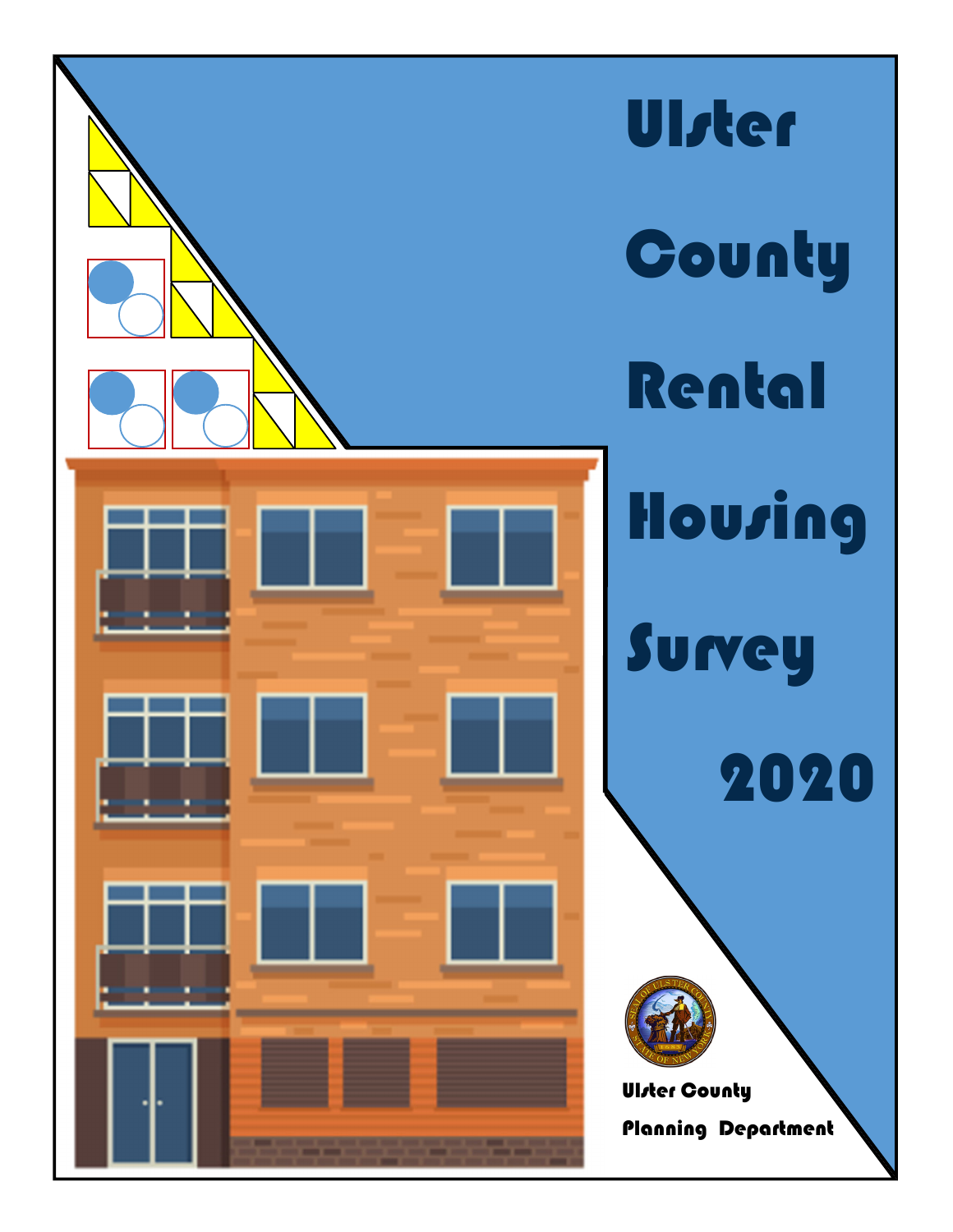# Ulster County Rental Housing Survey 2020

Ulster County Planning Department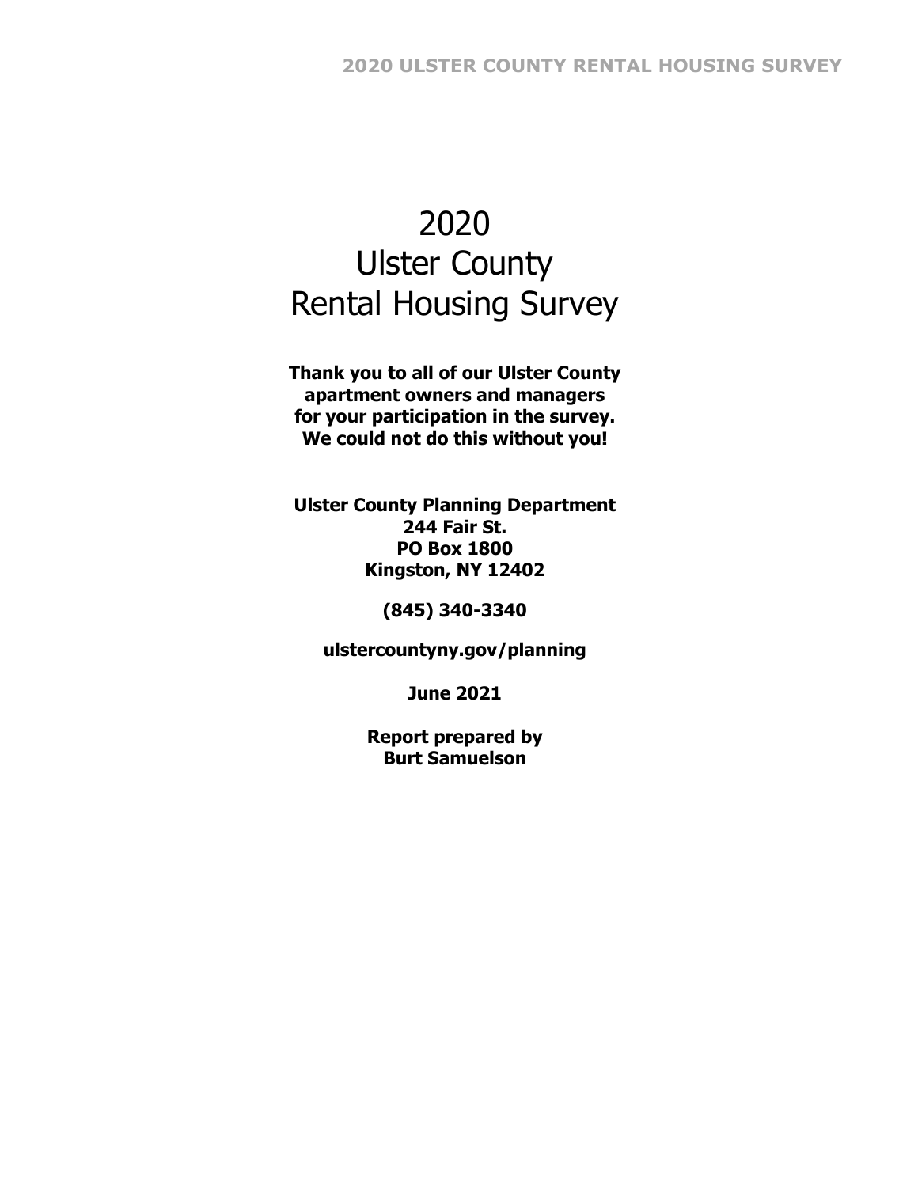# 2020
# Ulster County
# Rental Housing Survey

**Thank you to all of our Ulster County apartment owners and managers for your participation in the survey. We could not do this without you!**

**Ulster County Planning Department**
**244 Fair St.**
**PO Box 1800**
**Kingston, NY 12402**

**(845) 340-3340**

**ulstercountyny.gov/planning**

**June 2021**

**Report prepared by**
**Burt Samuelson**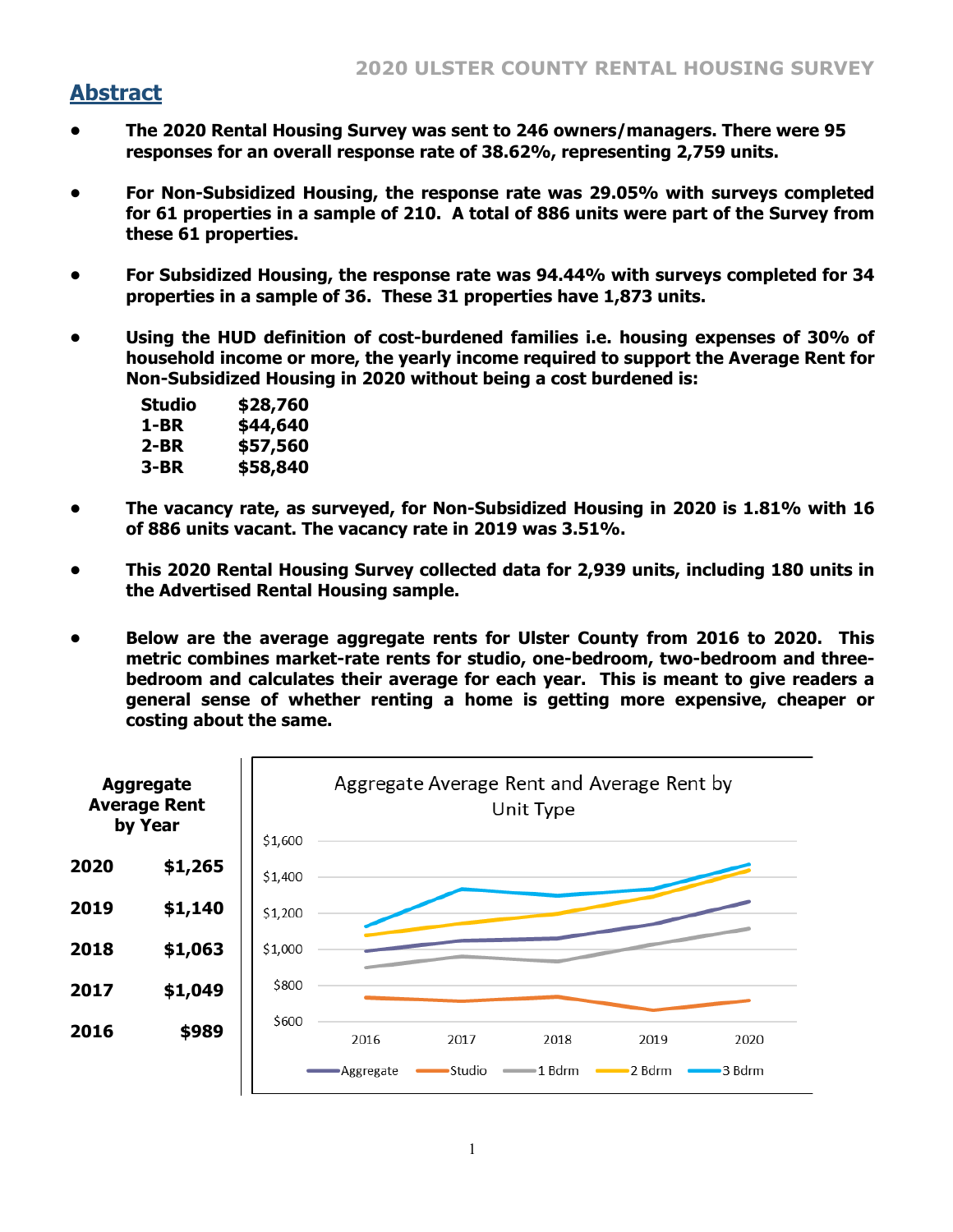## Abstract

- **The 2020 Rental Housing Survey was sent to 246 owners/managers. There were 95 responses for an overall response rate of 38.62%, representing 2,759 units.**

- **For Non-Subsidized Housing, the response rate was 29.05% with surveys completed for 61 properties in a sample of 210. A total of 886 units were part of the Survey from these 61 properties.**

- **For Subsidized Housing, the response rate was 94.44% with surveys completed for 34 properties in a sample of 36. These 31 properties have 1,873 units.**

- **Using the HUD definition of cost-burdened families i.e. housing expenses of 30% of household income or more, the yearly income required to support the Average Rent for Non-Subsidized Housing in 2020 without being a cost burdened is:**

| | |
|---|---|
| **Studio** | **$28,760** |
| **1-BR** | **$44,640** |
| **2-BR** | **$57,560** |
| **3-BR** | **$58,840** |

- **The vacancy rate, as surveyed, for Non-Subsidized Housing in 2020 is 1.81% with 16 of 886 units vacant. The vacancy rate in 2019 was 3.51%.**

- **This 2020 Rental Housing Survey collected data for 2,939 units, including 180 units in the Advertised Rental Housing sample.**

- **Below are the average aggregate rents for Ulster County from 2016 to 2020. This metric combines market-rate rents for studio, one-bedroom, two-bedroom and three-bedroom and calculates their average for each year. This is meant to give readers a general sense of whether renting a home is getting more expensive, cheaper or costing about the same.**

| Aggregate Average Rent by Year | |
|---|---|
| **2020** | **$1,265** |
| **2019** | **$1,140** |
| **2018** | **$1,063** |
| **2017** | **$1,049** |
| **2016** | **$989** |

Aggregate Average Rent and Average Rent by Unit Type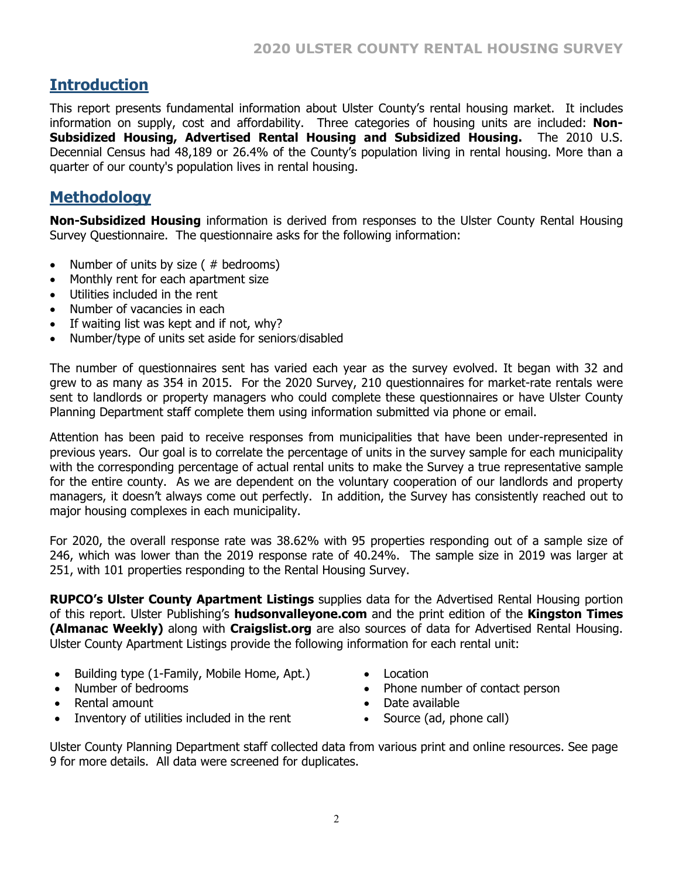## Introduction

This report presents fundamental information about Ulster County's rental housing market. It includes information on supply, cost and affordability. Three categories of housing units are included: **Non-Subsidized Housing, Advertised Rental Housing and Subsidized Housing.** The 2010 U.S. Decennial Census had 48,189 or 26.4% of the County's population living in rental housing. More than a quarter of our county's population lives in rental housing.

## Methodology

**Non-Subsidized Housing** information is derived from responses to the Ulster County Rental Housing Survey Questionnaire. The questionnaire asks for the following information:

- Number of units by size ( # bedrooms)
- Monthly rent for each apartment size
- Utilities included in the rent
- Number of vacancies in each
- If waiting list was kept and if not, why?
- Number/type of units set aside for seniors/disabled

The number of questionnaires sent has varied each year as the survey evolved. It began with 32 and grew to as many as 354 in 2015. For the 2020 Survey, 210 questionnaires for market-rate rentals were sent to landlords or property managers who could complete these questionnaires or have Ulster County Planning Department staff complete them using information submitted via phone or email.

Attention has been paid to receive responses from municipalities that have been under-represented in previous years. Our goal is to correlate the percentage of units in the survey sample for each municipality with the corresponding percentage of actual rental units to make the Survey a true representative sample for the entire county. As we are dependent on the voluntary cooperation of our landlords and property managers, it doesn't always come out perfectly. In addition, the Survey has consistently reached out to major housing complexes in each municipality.

For 2020, the overall response rate was 38.62% with 95 properties responding out of a sample size of 246, which was lower than the 2019 response rate of 40.24%. The sample size in 2019 was larger at 251, with 101 properties responding to the Rental Housing Survey.

**RUPCO's Ulster County Apartment Listings** supplies data for the Advertised Rental Housing portion of this report. Ulster Publishing's **hudsonvalleyone.com** and the print edition of the **Kingston Times (Almanac Weekly)** along with **Craigslist.org** are also sources of data for Advertised Rental Housing. Ulster County Apartment Listings provide the following information for each rental unit:

- Building type (1-Family, Mobile Home, Apt.)
- Number of bedrooms
- Rental amount
- Inventory of utilities included in the rent
- Location
- Phone number of contact person
- Date available
- Source (ad, phone call)

Ulster County Planning Department staff collected data from various print and online resources. See page 9 for more details. All data were screened for duplicates.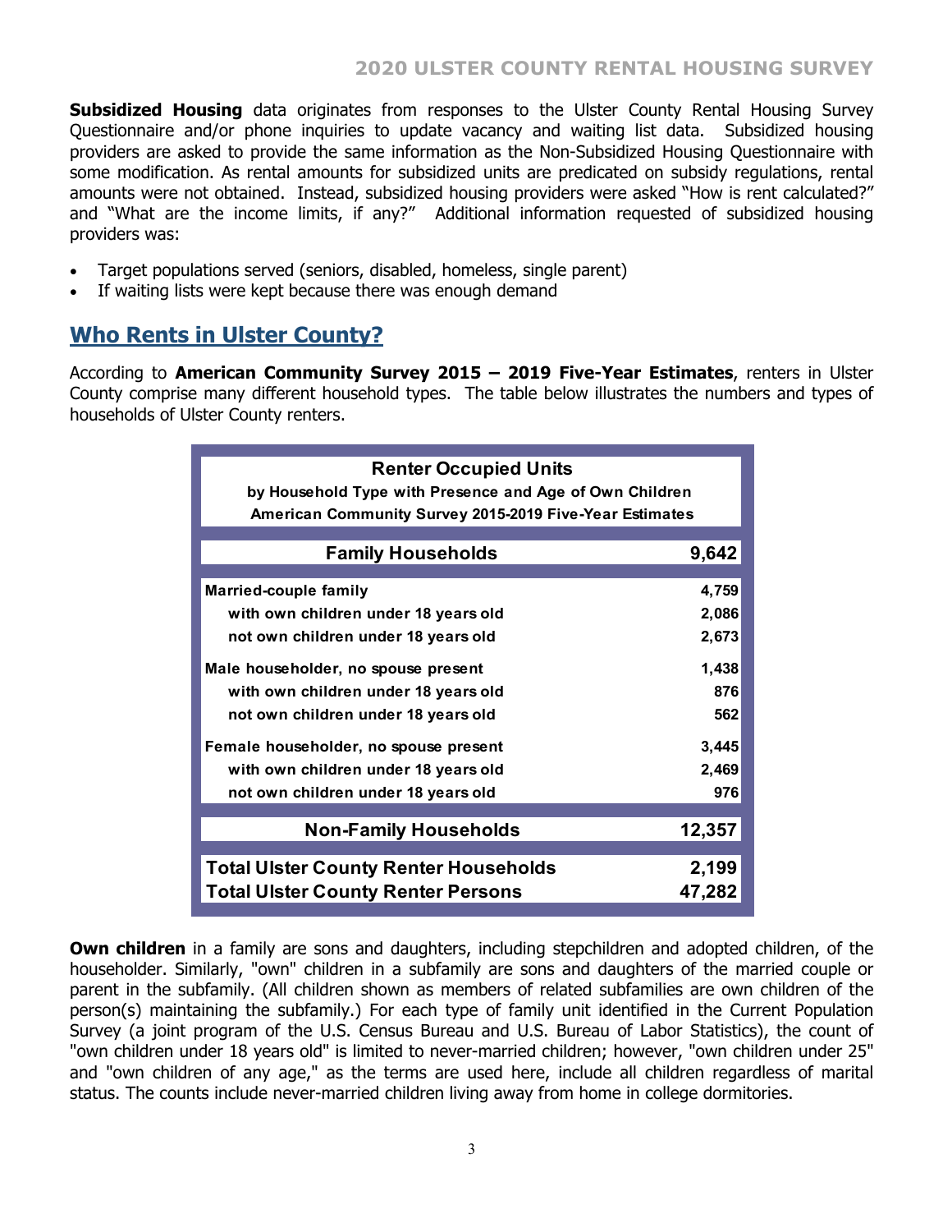**Subsidized Housing** data originates from responses to the Ulster County Rental Housing Survey Questionnaire and/or phone inquiries to update vacancy and waiting list data. Subsidized housing providers are asked to provide the same information as the Non-Subsidized Housing Questionnaire with some modification. As rental amounts for subsidized units are predicated on subsidy regulations, rental amounts were not obtained. Instead, subsidized housing providers were asked "How is rent calculated?" and "What are the income limits, if any?" Additional information requested of subsidized housing providers was:

- Target populations served (seniors, disabled, homeless, single parent)
- If waiting lists were kept because there was enough demand

## Who Rents in Ulster County?

According to **American Community Survey 2015 – 2019 Five-Year Estimates**, renters in Ulster County comprise many different household types. The table below illustrates the numbers and types of households of Ulster County renters.

| Renter Occupied Units<br>by Household Type with Presence and Age of Own Children<br>American Community Survey 2015-2019 Five-Year Estimates | |
|---|---|
| **Family Households** | **9,642** |
| **Married-couple family** | **4,759** |
| with own children under 18 years old | 2,086 |
| not own children under 18 years old | 2,673 |
| **Male householder, no spouse present** | **1,438** |
| with own children under 18 years old | 876 |
| not own children under 18 years old | 562 |
| **Female householder, no spouse present** | **3,445** |
| with own children under 18 years old | 2,469 |
| not own children under 18 years old | 976 |
| **Non-Family Households** | **12,357** |
| **Total Ulster County Renter Households** | **2,199** |
| **Total Ulster County Renter Persons** | **47,282** |

**Own children** in a family are sons and daughters, including stepchildren and adopted children, of the householder. Similarly, "own" children in a subfamily are sons and daughters of the married couple or parent in the subfamily. (All children shown as members of related subfamilies are own children of the person(s) maintaining the subfamily.) For each type of family unit identified in the Current Population Survey (a joint program of the U.S. Census Bureau and U.S. Bureau of Labor Statistics), the count of "own children under 18 years old" is limited to never-married children; however, "own children under 25" and "own children of any age," as the terms are used here, include all children regardless of marital status. The counts include never-married children living away from home in college dormitories.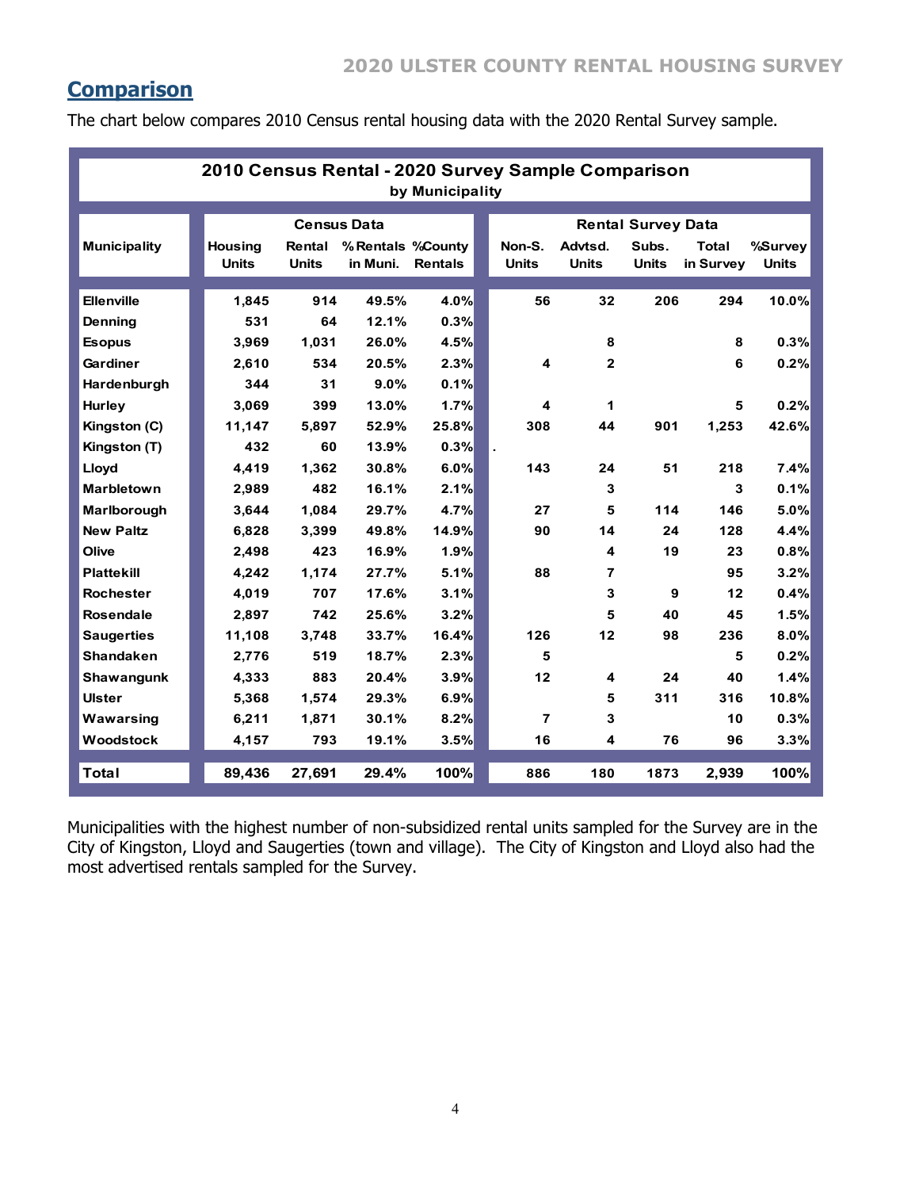## Comparison

The chart below compares 2010 Census rental housing data with the 2020 Rental Survey sample.

**2010 Census Rental - 2020 Survey Sample Comparison**
**by Municipality**

| Municipality | Census Data | | | | Rental Survey Data | | | | |
|---|---|---|---|---|---|---|---|---|---|
| | Housing Units | Rental Units | % Rentals in Muni. | %County Rentals | Non-S. Units | Advtsd. Units | Subs. Units | Total in Survey | %Survey Units |
| **Ellenville** | 1,845 | 914 | 49.5% | 4.0% | 56 | 32 | 206 | 294 | 10.0% |
| **Denning** | 531 | 64 | 12.1% | 0.3% | | | | | |
| **Esopus** | 3,969 | 1,031 | 26.0% | 4.5% | | 8 | | 8 | 0.3% |
| **Gardiner** | 2,610 | 534 | 20.5% | 2.3% | 4 | 2 | | 6 | 0.2% |
| **Hardenburgh** | 344 | 31 | 9.0% | 0.1% | | | | | |
| **Hurley** | 3,069 | 399 | 13.0% | 1.7% | 4 | 1 | | 5 | 0.2% |
| **Kingston (C)** | 11,147 | 5,897 | 52.9% | 25.8% | 308 | 44 | 901 | 1,253 | 42.6% |
| **Kingston (T)** | 432 | 60 | 13.9% | 0.3% | . | | | | |
| **Lloyd** | 4,419 | 1,362 | 30.8% | 6.0% | 143 | 24 | 51 | 218 | 7.4% |
| **Marbletown** | 2,989 | 482 | 16.1% | 2.1% | | 3 | | 3 | 0.1% |
| **Marlborough** | 3,644 | 1,084 | 29.7% | 4.7% | 27 | 5 | 114 | 146 | 5.0% |
| **New Paltz** | 6,828 | 3,399 | 49.8% | 14.9% | 90 | 14 | 24 | 128 | 4.4% |
| **Olive** | 2,498 | 423 | 16.9% | 1.9% | | 4 | 19 | 23 | 0.8% |
| **Plattekill** | 4,242 | 1,174 | 27.7% | 5.1% | 88 | 7 | | 95 | 3.2% |
| **Rochester** | 4,019 | 707 | 17.6% | 3.1% | | 3 | 9 | 12 | 0.4% |
| **Rosendale** | 2,897 | 742 | 25.6% | 3.2% | | 5 | 40 | 45 | 1.5% |
| **Saugerties** | 11,108 | 3,748 | 33.7% | 16.4% | 126 | 12 | 98 | 236 | 8.0% |
| **Shandaken** | 2,776 | 519 | 18.7% | 2.3% | 5 | | | 5 | 0.2% |
| **Shawangunk** | 4,333 | 883 | 20.4% | 3.9% | 12 | 4 | 24 | 40 | 1.4% |
| **Ulster** | 5,368 | 1,574 | 29.3% | 6.9% | | 5 | 311 | 316 | 10.8% |
| **Wawarsing** | 6,211 | 1,871 | 30.1% | 8.2% | 7 | 3 | | 10 | 0.3% |
| **Woodstock** | 4,157 | 793 | 19.1% | 3.5% | 16 | 4 | 76 | 96 | 3.3% |
| **Total** | 89,436 | 27,691 | 29.4% | 100% | 886 | 180 | 1873 | 2,939 | 100% |

Municipalities with the highest number of non-subsidized rental units sampled for the Survey are in the City of Kingston, Lloyd and Saugerties (town and village). The City of Kingston and Lloyd also had the most advertised rentals sampled for the Survey.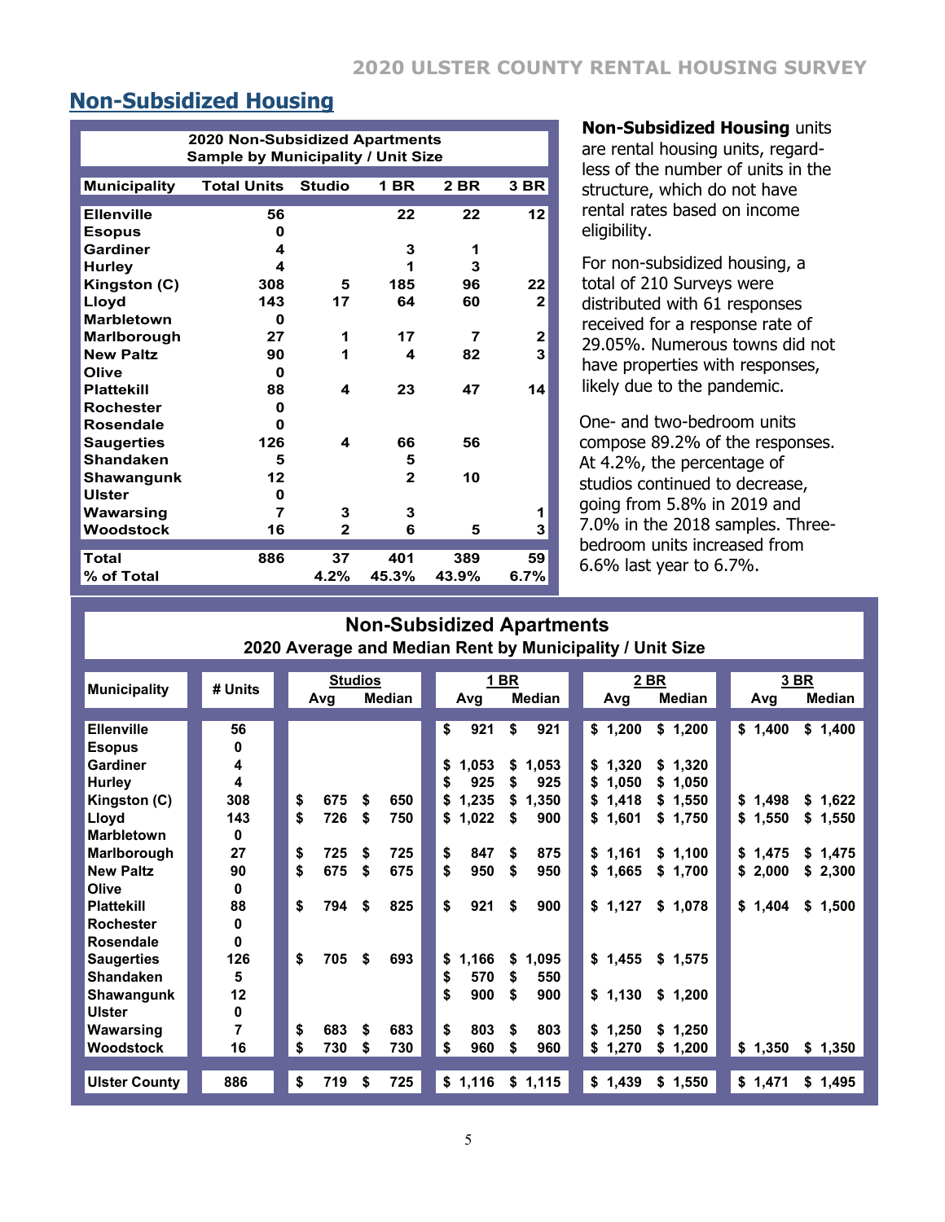## Non-Subsidized Housing

**2020 Non-Subsidized Apartments Sample by Municipality / Unit Size**

| Municipality | Total Units | Studio | 1 BR | 2 BR | 3 BR |
|---|---|---|---|---|---|
| Ellenville | 56 | | 22 | 22 | 12 |
| Esopus | 0 | | | | |
| Gardiner | 4 | | 3 | 1 | |
| Hurley | 4 | | 1 | 3 | |
| Kingston (C) | 308 | 5 | 185 | 96 | 22 |
| Lloyd | 143 | 17 | 64 | 60 | 2 |
| Marbletown | 0 | | | | |
| Marlborough | 27 | 1 | 17 | 7 | 2 |
| New Paltz | 90 | 1 | 4 | 82 | 3 |
| Olive | 0 | | | | |
| Plattekill | 88 | 4 | 23 | 47 | 14 |
| Rochester | 0 | | | | |
| Rosendale | 0 | | | | |
| Saugerties | 126 | 4 | 66 | 56 | |
| Shandaken | 5 | | 5 | | |
| Shawangunk | 12 | | 2 | 10 | |
| Ulster | 0 | | | | |
| Wawarsing | 7 | 3 | 3 | | 1 |
| Woodstock | 16 | 2 | 6 | 5 | 3 |
| Total | 886 | 37 | 401 | 389 | 59 |
| % of Total | | 4.2% | 45.3% | 43.9% | 6.7% |

**Non-Subsidized Housing** units are rental housing units, regardless of the number of units in the structure, which do not have rental rates based on income eligibility.

For non-subsidized housing, a total of 210 Surveys were distributed with 61 responses received for a response rate of 29.05%. Numerous towns did not have properties with responses, likely due to the pandemic.

One- and two-bedroom units compose 89.2% of the responses. At 4.2%, the percentage of studios continued to decrease, going from 5.8% in 2019 and 7.0% in the 2018 samples. Three-bedroom units increased from 6.6% last year to 6.7%.

**Non-Subsidized Apartments**
**2020 Average and Median Rent by Municipality / Unit Size**

| Municipality | # Units | Studios | | 1 BR | | 2 BR | | 3 BR | |
|---|---|---|---|---|---|---|---|---|---|
| | | Avg | Median | Avg | Median | Avg | Median | Avg | Median |
| Ellenville | 56 | | | $ 921 | $ 921 | $ 1,200 | $ 1,200 | $ 1,400 | $ 1,400 |
| Esopus | 0 | | | | | | | | |
| Gardiner | 4 | | | $ 1,053 | $ 1,053 | $ 1,320 | $ 1,320 | | |
| Hurley | 4 | | | $ 925 | $ 925 | $ 1,050 | $ 1,050 | | |
| Kingston (C) | 308 | $ 675 | $ 650 | $ 1,235 | $ 1,350 | $ 1,418 | $ 1,550 | $ 1,498 | $ 1,622 |
| Lloyd | 143 | $ 726 | $ 750 | $ 1,022 | $ 900 | $ 1,601 | $ 1,750 | $ 1,550 | $ 1,550 |
| Marbletown | 0 | | | | | | | | |
| Marlborough | 27 | $ 725 | $ 725 | $ 847 | $ 875 | $ 1,161 | $ 1,100 | $ 1,475 | $ 1,475 |
| New Paltz | 90 | $ 675 | $ 675 | $ 950 | $ 950 | $ 1,665 | $ 1,700 | $ 2,000 | $ 2,300 |
| Olive | 0 | | | | | | | | |
| Plattekill | 88 | $ 794 | $ 825 | $ 921 | $ 900 | $ 1,127 | $ 1,078 | $ 1,404 | $ 1,500 |
| Rochester | 0 | | | | | | | | |
| Rosendale | 0 | | | | | | | | |
| Saugerties | 126 | $ 705 | $ 693 | $ 1,166 | $ 1,095 | $ 1,455 | $ 1,575 | | |
| Shandaken | 5 | | | $ 570 | $ 550 | | | | |
| Shawangunk | 12 | | | $ 900 | $ 900 | $ 1,130 | $ 1,200 | | |
| Ulster | 0 | | | | | | | | |
| Wawarsing | 7 | $ 683 | $ 683 | $ 803 | $ 803 | $ 1,250 | $ 1,250 | | |
| Woodstock | 16 | $ 730 | $ 730 | $ 960 | $ 960 | $ 1,270 | $ 1,200 | $ 1,350 | $ 1,350 |
| Ulster County | 886 | $ 719 | $ 725 | $ 1,116 | $ 1,115 | $ 1,439 | $ 1,550 | $ 1,471 | $ 1,495 |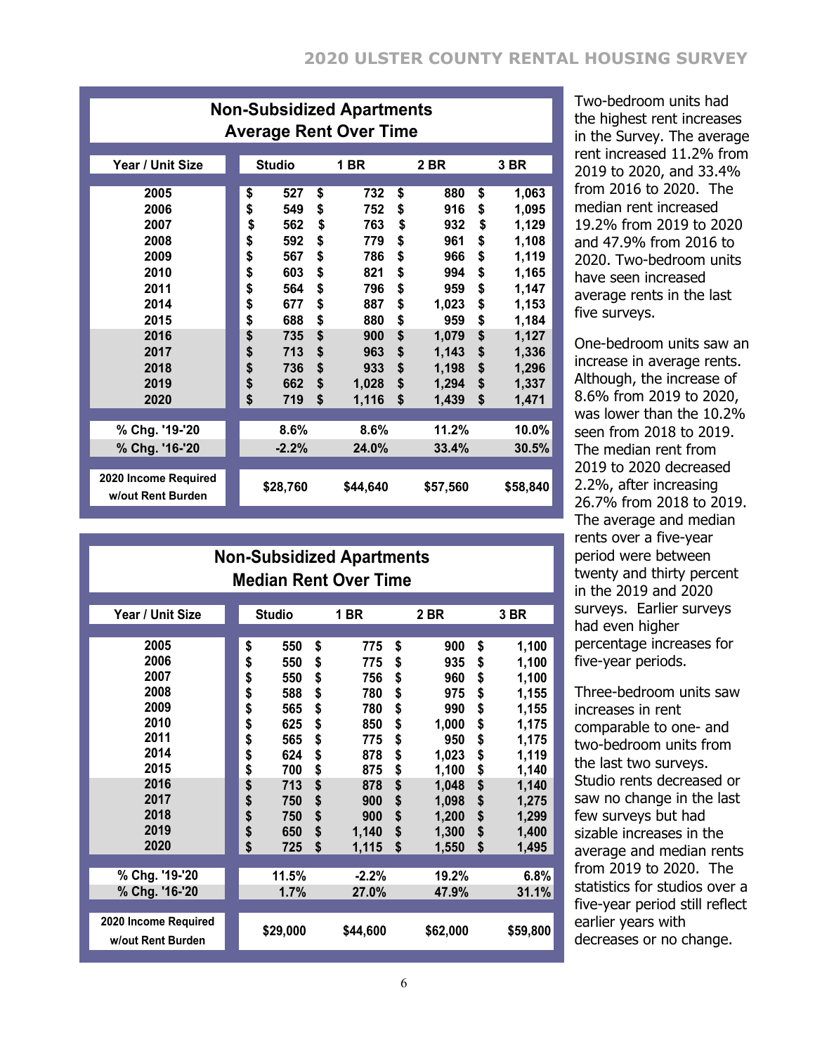## Non-Subsidized Apartments Average Rent Over Time

| Year / Unit Size | Studio | 1 BR | 2 BR | 3 BR |
|---|---|---|---|---|
| 2005 | $ 527 | $ 732 | $ 880 | $ 1,063 |
| 2006 | $ 549 | $ 752 | $ 916 | $ 1,095 |
| 2007 | $ 562 | $ 763 | $ 932 | $ 1,129 |
| 2008 | $ 592 | $ 779 | $ 961 | $ 1,108 |
| 2009 | $ 567 | $ 786 | $ 966 | $ 1,119 |
| 2010 | $ 603 | $ 821 | $ 994 | $ 1,165 |
| 2011 | $ 564 | $ 796 | $ 959 | $ 1,147 |
| 2014 | $ 677 | $ 887 | $ 1,023 | $ 1,153 |
| 2015 | $ 688 | $ 880 | $ 959 | $ 1,184 |
| 2016 | $ 735 | $ 900 | $ 1,079 | $ 1,127 |
| 2017 | $ 713 | $ 963 | $ 1,143 | $ 1,336 |
| 2018 | $ 736 | $ 933 | $ 1,198 | $ 1,296 |
| 2019 | $ 662 | $ 1,028 | $ 1,294 | $ 1,337 |
| 2020 | $ 719 | $ 1,116 | $ 1,439 | $ 1,471 |
| % Chg. '19-'20 | 8.6% | 8.6% | 11.2% | 10.0% |
| % Chg. '16-'20 | -2.2% | 24.0% | 33.4% | 30.5% |
| 2020 Income Required w/out Rent Burden | $28,760 | $44,640 | $57,560 | $58,840 |

## Non-Subsidized Apartments Median Rent Over Time

| Year / Unit Size | Studio | 1 BR | 2 BR | 3 BR |
|---|---|---|---|---|
| 2005 | $ 550 | $ 775 | $ 900 | $ 1,100 |
| 2006 | $ 550 | $ 775 | $ 935 | $ 1,100 |
| 2007 | $ 550 | $ 756 | $ 960 | $ 1,100 |
| 2008 | $ 588 | $ 780 | $ 975 | $ 1,155 |
| 2009 | $ 565 | $ 780 | $ 990 | $ 1,155 |
| 2010 | $ 625 | $ 850 | $ 1,000 | $ 1,175 |
| 2011 | $ 565 | $ 775 | $ 950 | $ 1,175 |
| 2014 | $ 624 | $ 878 | $ 1,023 | $ 1,119 |
| 2015 | $ 700 | $ 875 | $ 1,100 | $ 1,140 |
| 2016 | $ 713 | $ 878 | $ 1,048 | $ 1,140 |
| 2017 | $ 750 | $ 900 | $ 1,098 | $ 1,275 |
| 2018 | $ 750 | $ 900 | $ 1,200 | $ 1,299 |
| 2019 | $ 650 | $ 1,140 | $ 1,300 | $ 1,400 |
| 2020 | $ 725 | $ 1,115 | $ 1,550 | $ 1,495 |
| % Chg. '19-'20 | 11.5% | -2.2% | 19.2% | 6.8% |
| % Chg. '16-'20 | 1.7% | 27.0% | 47.9% | 31.1% |
| 2020 Income Required w/out Rent Burden | $29,000 | $44,600 | $62,000 | $59,800 |

Two-bedroom units had the highest rent increases in the Survey. The average rent increased 11.2% from 2019 to 2020, and 33.4% from 2016 to 2020. The median rent increased 19.2% from 2019 to 2020 and 47.9% from 2016 to 2020. Two-bedroom units have seen increased average rents in the last five surveys.

One-bedroom units saw an increase in average rents. Although, the increase of 8.6% from 2019 to 2020, was lower than the 10.2% seen from 2018 to 2019. The median rent from 2019 to 2020 decreased 2.2%, after increasing 26.7% from 2018 to 2019. The average and median rents over a five-year period were between twenty and thirty percent in the 2019 and 2020 surveys. Earlier surveys had even higher percentage increases for five-year periods.

Three-bedroom units saw increases in rent comparable to one- and two-bedroom units from the last two surveys. Studio rents decreased or saw no change in the last few surveys but had sizable increases in the average and median rents from 2019 to 2020. The statistics for studios over a five-year period still reflect earlier years with decreases or no change.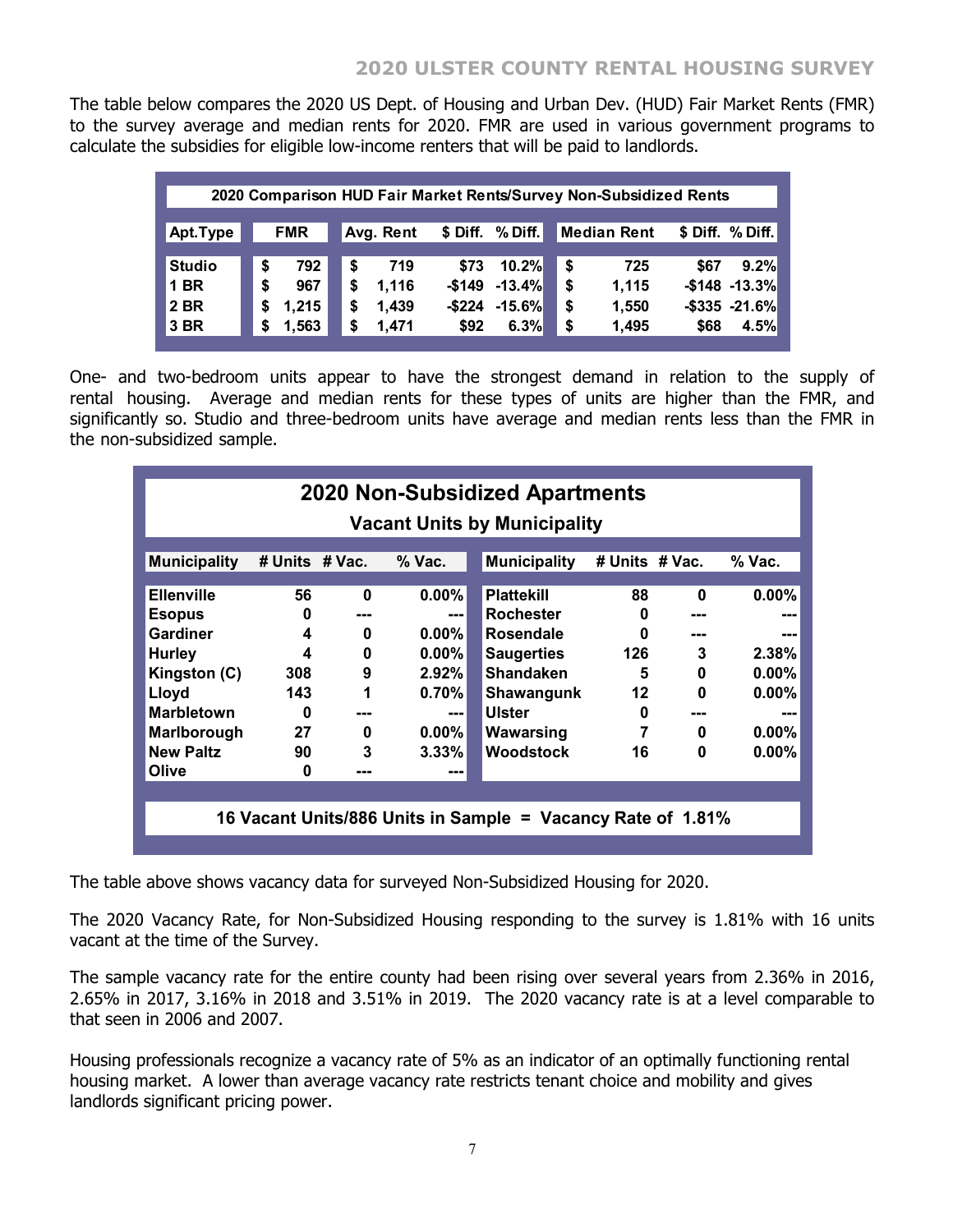The table below compares the 2020 US Dept. of Housing and Urban Dev. (HUD) Fair Market Rents (FMR) to the survey average and median rents for 2020. FMR are used in various government programs to calculate the subsidies for eligible low-income renters that will be paid to landlords.

| 2020 Comparison HUD Fair Market Rents/Survey Non-Subsidized Rents | | | | | | | |
|---|---|---|---|---|---|---|---|
| **Apt.Type** | **FMR** | **Avg. Rent** | **$ Diff.** | **% Diff.** | **Median Rent** | **$ Diff.** | **% Diff.** |
| **Studio** | $ 792 | $ 719 | $73 | 10.2% | $ 725 | $67 | 9.2% |
| **1 BR** | $ 967 | $ 1,116 | -$149 | -13.4% | $ 1,115 | -$148 | -13.3% |
| **2 BR** | $ 1,215 | $ 1,439 | -$224 | -15.6% | $ 1,550 | -$335 | -21.6% |
| **3 BR** | $ 1,563 | $ 1,471 | $92 | 6.3% | $ 1,495 | $68 | 4.5% |

One- and two-bedroom units appear to have the strongest demand in relation to the supply of rental housing. Average and median rents for these types of units are higher than the FMR, and significantly so. Studio and three-bedroom units have average and median rents less than the FMR in the non-subsidized sample.

**2020 Non-Subsidized Apartments**

**Vacant Units by Municipality**

| Municipality | # Units | # Vac. | % Vac. | Municipality | # Units | # Vac. | % Vac. |
|---|---|---|---|---|---|---|---|
| Ellenville | 56 | 0 | 0.00% | Plattekill | 88 | 0 | 0.00% |
| Esopus | 0 | --- | --- | Rochester | 0 | --- | --- |
| Gardiner | 4 | 0 | 0.00% | Rosendale | 0 | --- | --- |
| Hurley | 4 | 0 | 0.00% | Saugerties | 126 | 3 | 2.38% |
| Kingston (C) | 308 | 9 | 2.92% | Shandaken | 5 | 0 | 0.00% |
| Lloyd | 143 | 1 | 0.70% | Shawangunk | 12 | 0 | 0.00% |
| Marbletown | 0 | --- | --- | Ulster | 0 | --- | --- |
| Marlborough | 27 | 0 | 0.00% | Wawarsing | 7 | 0 | 0.00% |
| New Paltz | 90 | 3 | 3.33% | Woodstock | 16 | 0 | 0.00% |
| Olive | 0 | --- | --- | | | | |

**16 Vacant Units/886 Units in Sample = Vacancy Rate of 1.81%**

The table above shows vacancy data for surveyed Non-Subsidized Housing for 2020.

The 2020 Vacancy Rate, for Non-Subsidized Housing responding to the survey is 1.81% with 16 units vacant at the time of the Survey.

The sample vacancy rate for the entire county had been rising over several years from 2.36% in 2016, 2.65% in 2017, 3.16% in 2018 and 3.51% in 2019. The 2020 vacancy rate is at a level comparable to that seen in 2006 and 2007.

Housing professionals recognize a vacancy rate of 5% as an indicator of an optimally functioning rental housing market. A lower than average vacancy rate restricts tenant choice and mobility and gives landlords significant pricing power.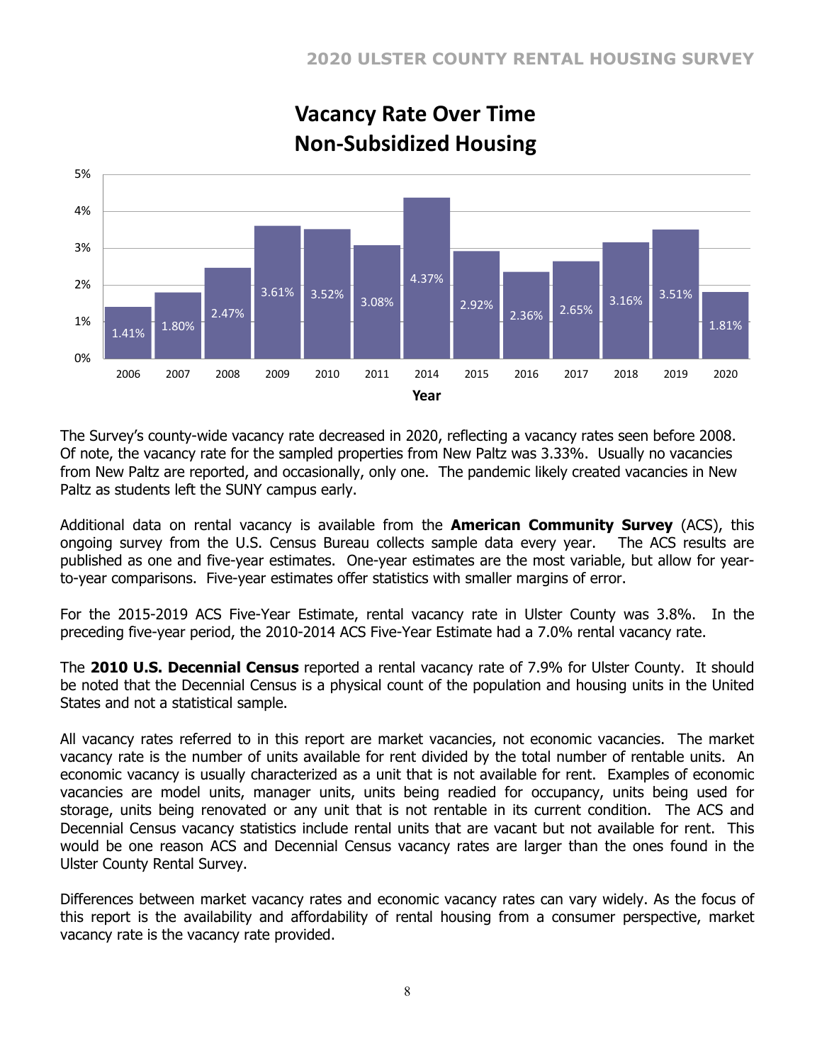**Vacancy Rate Over Time**
**Non-Subsidized Housing**

| Year | Vacancy Rate |
|---|---|
| 2006 | 1.41% |
| 2007 | 1.80% |
| 2008 | 2.47% |
| 2009 | 3.61% |
| 2010 | 3.52% |
| 2011 | 3.08% |
| 2014 | 4.37% |
| 2015 | 2.92% |
| 2016 | 2.36% |
| 2017 | 2.65% |
| 2018 | 3.16% |
| 2019 | 3.51% |
| 2020 | 1.81% |

The Survey's county-wide vacancy rate decreased in 2020, reflecting a vacancy rates seen before 2008. Of note, the vacancy rate for the sampled properties from New Paltz was 3.33%. Usually no vacancies from New Paltz are reported, and occasionally, only one. The pandemic likely created vacancies in New Paltz as students left the SUNY campus early.

Additional data on rental vacancy is available from the **American Community Survey** (ACS), this ongoing survey from the U.S. Census Bureau collects sample data every year. The ACS results are published as one and five-year estimates. One-year estimates are the most variable, but allow for year-to-year comparisons. Five-year estimates offer statistics with smaller margins of error.

For the 2015-2019 ACS Five-Year Estimate, rental vacancy rate in Ulster County was 3.8%. In the preceding five-year period, the 2010-2014 ACS Five-Year Estimate had a 7.0% rental vacancy rate.

The **2010 U.S. Decennial Census** reported a rental vacancy rate of 7.9% for Ulster County. It should be noted that the Decennial Census is a physical count of the population and housing units in the United States and not a statistical sample.

All vacancy rates referred to in this report are market vacancies, not economic vacancies. The market vacancy rate is the number of units available for rent divided by the total number of rentable units. An economic vacancy is usually characterized as a unit that is not available for rent. Examples of economic vacancies are model units, manager units, units being readied for occupancy, units being used for storage, units being renovated or any unit that is not rentable in its current condition. The ACS and Decennial Census vacancy statistics include rental units that are vacant but not available for rent. This would be one reason ACS and Decennial Census vacancy rates are larger than the ones found in the Ulster County Rental Survey.

Differences between market vacancy rates and economic vacancy rates can vary widely. As the focus of this report is the availability and affordability of rental housing from a consumer perspective, market vacancy rate is the vacancy rate provided.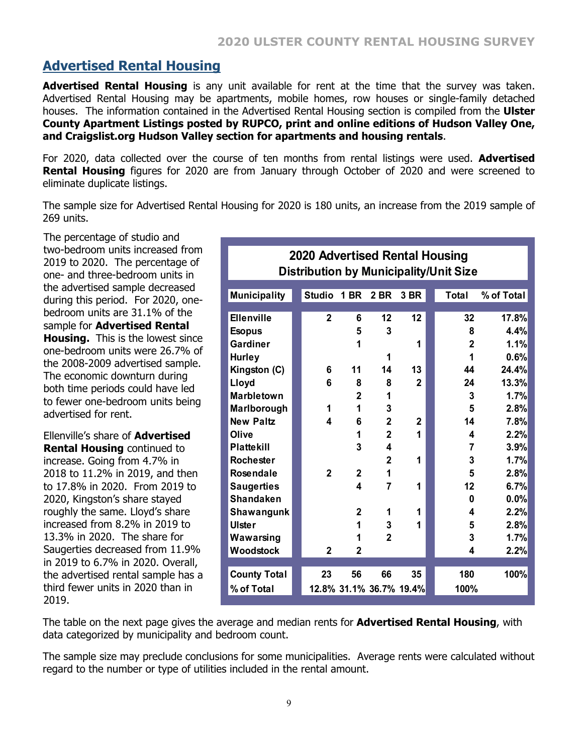## Advertised Rental Housing

**Advertised Rental Housing** is any unit available for rent at the time that the survey was taken. Advertised Rental Housing may be apartments, mobile homes, row houses or single-family detached houses. The information contained in the Advertised Rental Housing section is compiled from the **Ulster County Apartment Listings posted by RUPCO, print and online editions of Hudson Valley One, and Craigslist.org Hudson Valley section for apartments and housing rentals**.

For 2020, data collected over the course of ten months from rental listings were used. **Advertised Rental Housing** figures for 2020 are from January through October of 2020 and were screened to eliminate duplicate listings.

The sample size for Advertised Rental Housing for 2020 is 180 units, an increase from the 2019 sample of 269 units.

The percentage of studio and two-bedroom units increased from 2019 to 2020. The percentage of one- and three-bedroom units in the advertised sample decreased during this period. For 2020, one-bedroom units are 31.1% of the sample for **Advertised Rental Housing.** This is the lowest since one-bedroom units were 26.7% of the 2008-2009 advertised sample. The economic downturn during both time periods could have led to fewer one-bedroom units being advertised for rent.

Ellenville's share of **Advertised Rental Housing** continued to increase. Going from 4.7% in 2018 to 11.2% in 2019, and then to 17.8% in 2020. From 2019 to 2020, Kingston's share stayed roughly the same. Lloyd's share increased from 8.2% in 2019 to 13.3% in 2020. The share for Saugerties decreased from 11.9% in 2019 to 6.7% in 2020. Overall, the advertised rental sample has a third fewer units in 2020 than in 2019.

**2020 Advertised Rental Housing**
**Distribution by Municipality/Unit Size**

| Municipality | Studio | 1 BR | 2 BR | 3 BR | Total | % of Total |
|---|---|---|---|---|---|---|
| Ellenville | 2 | 6 | 12 | 12 | 32 | 17.8% |
| Esopus | | 5 | 3 | | 8 | 4.4% |
| Gardiner | | 1 | | 1 | 2 | 1.1% |
| Hurley | | | 1 | | 1 | 0.6% |
| Kingston (C) | 6 | 11 | 14 | 13 | 44 | 24.4% |
| Lloyd | 6 | 8 | 8 | 2 | 24 | 13.3% |
| Marbletown | | 2 | 1 | | 3 | 1.7% |
| Marlborough | 1 | 1 | 3 | | 5 | 2.8% |
| New Paltz | 4 | 6 | 2 | 2 | 14 | 7.8% |
| Olive | | 1 | 2 | 1 | 4 | 2.2% |
| Plattekill | | 3 | 4 | | 7 | 3.9% |
| Rochester | | | 2 | 1 | 3 | 1.7% |
| Rosendale | 2 | 2 | 1 | | 5 | 2.8% |
| Saugerties | | 4 | 7 | 1 | 12 | 6.7% |
| Shandaken | | | | | 0 | 0.0% |
| Shawangunk | | 2 | 1 | 1 | 4 | 2.2% |
| Ulster | | 1 | 3 | 1 | 5 | 2.8% |
| Wawarsing | | 1 | 2 | | 3 | 1.7% |
| Woodstock | 2 | 2 | | | 4 | 2.2% |
| County Total | 23 | 56 | 66 | 35 | 180 | 100% |
| % of Total | 12.8% | 31.1% | 36.7% | 19.4% | 100% | |

The table on the next page gives the average and median rents for **Advertised Rental Housing**, with data categorized by municipality and bedroom count.

The sample size may preclude conclusions for some municipalities. Average rents were calculated without regard to the number or type of utilities included in the rental amount.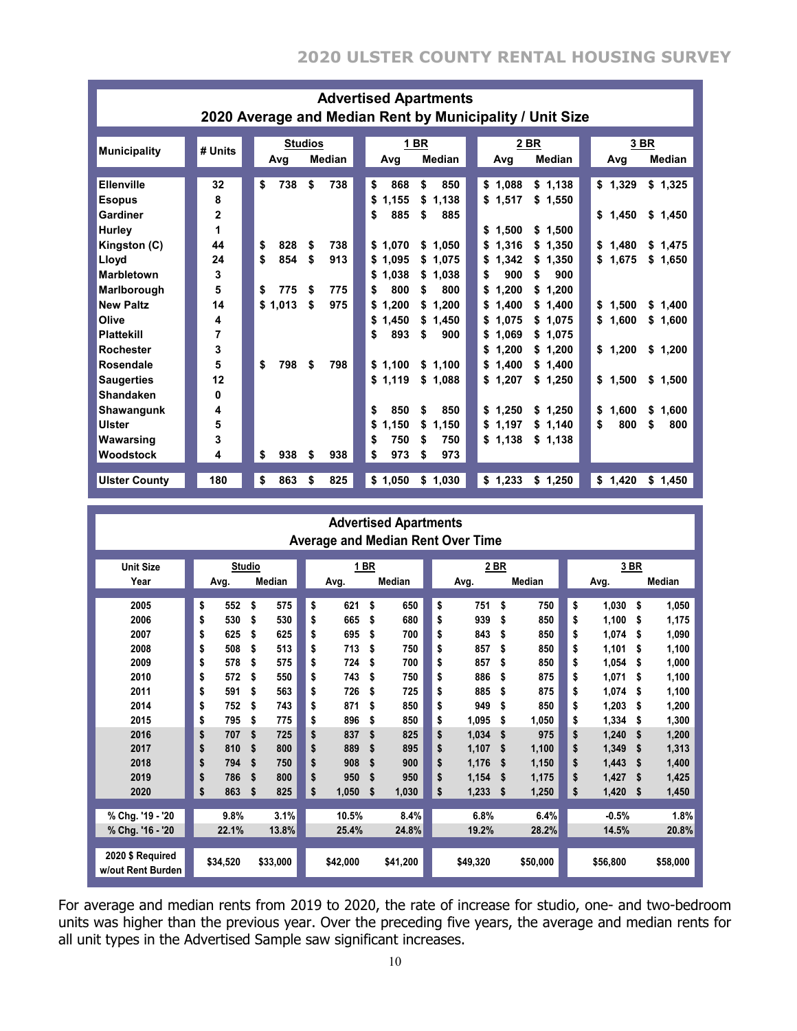| **Advertised Apartments 2020 Average and Median Rent by Municipality / Unit Size** | | | | | | | | | | |
|---|---|---|---|---|---|---|---|---|---|---|
| **Municipality** | **# Units** | **Studios** | | **1 BR** | | **2 BR** | | **3 BR** | | |
| | | **Avg** | **Median** | **Avg** | **Median** | **Avg** | **Median** | **Avg** | **Median** | |
| **Ellenville** | **32** | $ 738 | $ 738 | $ 868 | $ 850 | $ 1,088 | $ 1,138 | $ 1,329 | $ 1,325 | |
| **Esopus** | **8** | | | $ 1,155 | $ 1,138 | $ 1,517 | $ 1,550 | | | |
| **Gardiner** | **2** | | | $ 885 | $ 885 | | | $ 1,450 | $ 1,450 | |
| **Hurley** | **1** | | | | | $ 1,500 | $ 1,500 | | | |
| **Kingston (C)** | **44** | $ 828 | $ 738 | $ 1,070 | $ 1,050 | $ 1,316 | $ 1,350 | $ 1,480 | $ 1,475 | |
| **Lloyd** | **24** | $ 854 | $ 913 | $ 1,095 | $ 1,075 | $ 1,342 | $ 1,350 | $ 1,675 | $ 1,650 | |
| **Marbletown** | **3** | | | $ 1,038 | $ 1,038 | $ 900 | $ 900 | | | |
| **Marlborough** | **5** | $ 775 | $ 775 | $ 800 | $ 800 | $ 1,200 | $ 1,200 | | | |
| **New Paltz** | **14** | $ 1,013 | $ 975 | $ 1,200 | $ 1,200 | $ 1,400 | $ 1,400 | $ 1,500 | $ 1,400 | |
| **Olive** | **4** | | | $ 1,450 | $ 1,450 | $ 1,075 | $ 1,075 | $ 1,600 | $ 1,600 | |
| **Plattekill** | **7** | | | $ 893 | $ 900 | $ 1,069 | $ 1,075 | | | |
| **Rochester** | **3** | | | | | $ 1,200 | $ 1,200 | $ 1,200 | $ 1,200 | |
| **Rosendale** | **5** | $ 798 | $ 798 | $ 1,100 | $ 1,100 | $ 1,400 | $ 1,400 | | | |
| **Saugerties** | **12** | | | $ 1,119 | $ 1,088 | $ 1,207 | $ 1,250 | $ 1,500 | $ 1,500 | |
| **Shandaken** | **0** | | | | | | | | | |
| **Shawangunk** | **4** | | | $ 850 | $ 850 | $ 1,250 | $ 1,250 | $ 1,600 | $ 1,600 | |
| **Ulster** | **5** | | | $ 1,150 | $ 1,150 | $ 1,197 | $ 1,140 | $ 800 | $ 800 | |
| **Wawarsing** | **3** | | | $ 750 | $ 750 | $ 1,138 | $ 1,138 | | | |
| **Woodstock** | **4** | $ 938 | $ 938 | $ 973 | $ 973 | | | | | |
| **Ulster County** | **180** | $ 863 | $ 825 | $ 1,050 | $ 1,030 | $ 1,233 | $ 1,250 | $ 1,420 | $ 1,450 | |

| **Advertised Apartments Average and Median Rent Over Time** | | | | | | | | |
|---|---|---|---|---|---|---|---|---|
| **Unit Size** | **Studio** | | **1 BR** | | **2 BR** | | **3 BR** | |
| **Year** | **Avg.** | **Median** | **Avg.** | **Median** | **Avg.** | **Median** | **Avg.** | **Median** |
| 2005 | $ 552 | $ 575 | $ 621 | $ 650 | $ 751 | $ 750 | $ 1,030 | $ 1,050 |
| 2006 | $ 530 | $ 530 | $ 665 | $ 680 | $ 939 | $ 850 | $ 1,100 | $ 1,175 |
| 2007 | $ 625 | $ 625 | $ 695 | $ 700 | $ 843 | $ 850 | $ 1,074 | $ 1,090 |
| 2008 | $ 508 | $ 513 | $ 713 | $ 750 | $ 857 | $ 850 | $ 1,101 | $ 1,100 |
| 2009 | $ 578 | $ 575 | $ 724 | $ 700 | $ 857 | $ 850 | $ 1,054 | $ 1,000 |
| 2010 | $ 572 | $ 550 | $ 743 | $ 750 | $ 886 | $ 875 | $ 1,071 | $ 1,100 |
| 2011 | $ 591 | $ 563 | $ 726 | $ 725 | $ 885 | $ 875 | $ 1,074 | $ 1,100 |
| 2014 | $ 752 | $ 743 | $ 871 | $ 850 | $ 949 | $ 850 | $ 1,203 | $ 1,200 |
| 2015 | $ 795 | $ 775 | $ 896 | $ 850 | $ 1,095 | $ 1,050 | $ 1,334 | $ 1,300 |
| 2016 | $ 707 | $ 725 | $ 837 | $ 825 | $ 1,034 | $ 975 | $ 1,240 | $ 1,200 |
| 2017 | $ 810 | $ 800 | $ 889 | $ 895 | $ 1,107 | $ 1,100 | $ 1,349 | $ 1,313 |
| 2018 | $ 794 | $ 750 | $ 908 | $ 900 | $ 1,176 | $ 1,150 | $ 1,443 | $ 1,400 |
| 2019 | $ 786 | $ 800 | $ 950 | $ 950 | $ 1,154 | $ 1,175 | $ 1,427 | $ 1,425 |
| 2020 | $ 863 | $ 825 | $ 1,050 | $ 1,030 | $ 1,233 | $ 1,250 | $ 1,420 | $ 1,450 |
| % Chg. '19 - '20 | 9.8% | 3.1% | 10.5% | 8.4% | 6.8% | 6.4% | -0.5% | 1.8% |
| % Chg. '16 - '20 | 22.1% | 13.8% | 25.4% | 24.8% | 19.2% | 28.2% | 14.5% | 20.8% |
| 2020 $ Required w/out Rent Burden | $34,520 | $33,000 | $42,000 | $41,200 | $49,320 | $50,000 | $56,800 | $58,000 |

For average and median rents from 2019 to 2020, the rate of increase for studio, one- and two-bedroom units was higher than the previous year. Over the preceding five years, the average and median rents for all unit types in the Advertised Sample saw significant increases.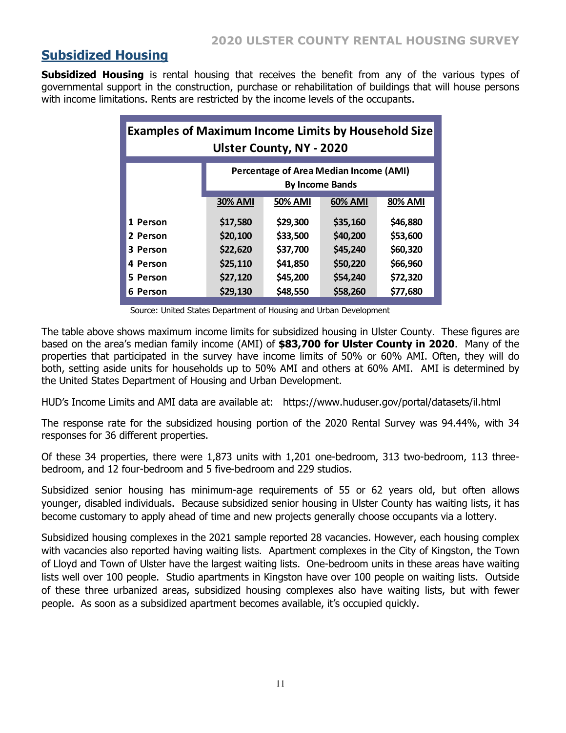## Subsidized Housing

**Subsidized Housing** is rental housing that receives the benefit from any of the various types of governmental support in the construction, purchase or rehabilitation of buildings that will house persons with income limitations. Rents are restricted by the income levels of the occupants.

| Examples of Maximum Income Limits by Household Size Ulster County, NY - 2020 | | | | |
|---|---|---|---|---|
| | Percentage of Area Median Income (AMI) By Income Bands | | | |
| | 30% AMI | 50% AMI | 60% AMI | 80% AMI |
| 1 Person | $17,580 | $29,300 | $35,160 | $46,880 |
| 2 Person | $20,100 | $33,500 | $40,200 | $53,600 |
| 3 Person | $22,620 | $37,700 | $45,240 | $60,320 |
| 4 Person | $25,110 | $41,850 | $50,220 | $66,960 |
| 5 Person | $27,120 | $45,200 | $54,240 | $72,320 |
| 6 Person | $29,130 | $48,550 | $58,260 | $77,680 |

Source: United States Department of Housing and Urban Development

The table above shows maximum income limits for subsidized housing in Ulster County. These figures are based on the area's median family income (AMI) of **$83,700 for Ulster County in 2020**. Many of the properties that participated in the survey have income limits of 50% or 60% AMI. Often, they will do both, setting aside units for households up to 50% AMI and others at 60% AMI. AMI is determined by the United States Department of Housing and Urban Development.

HUD's Income Limits and AMI data are available at: https://www.huduser.gov/portal/datasets/il.html

The response rate for the subsidized housing portion of the 2020 Rental Survey was 94.44%, with 34 responses for 36 different properties.

Of these 34 properties, there were 1,873 units with 1,201 one-bedroom, 313 two-bedroom, 113 three-bedroom, and 12 four-bedroom and 5 five-bedroom and 229 studios.

Subsidized senior housing has minimum-age requirements of 55 or 62 years old, but often allows younger, disabled individuals. Because subsidized senior housing in Ulster County has waiting lists, it has become customary to apply ahead of time and new projects generally choose occupants via a lottery.

Subsidized housing complexes in the 2021 sample reported 28 vacancies. However, each housing complex with vacancies also reported having waiting lists. Apartment complexes in the City of Kingston, the Town of Lloyd and Town of Ulster have the largest waiting lists. One-bedroom units in these areas have waiting lists well over 100 people. Studio apartments in Kingston have over 100 people on waiting lists. Outside of these three urbanized areas, subsidized housing complexes also have waiting lists, but with fewer people. As soon as a subsidized apartment becomes available, it's occupied quickly.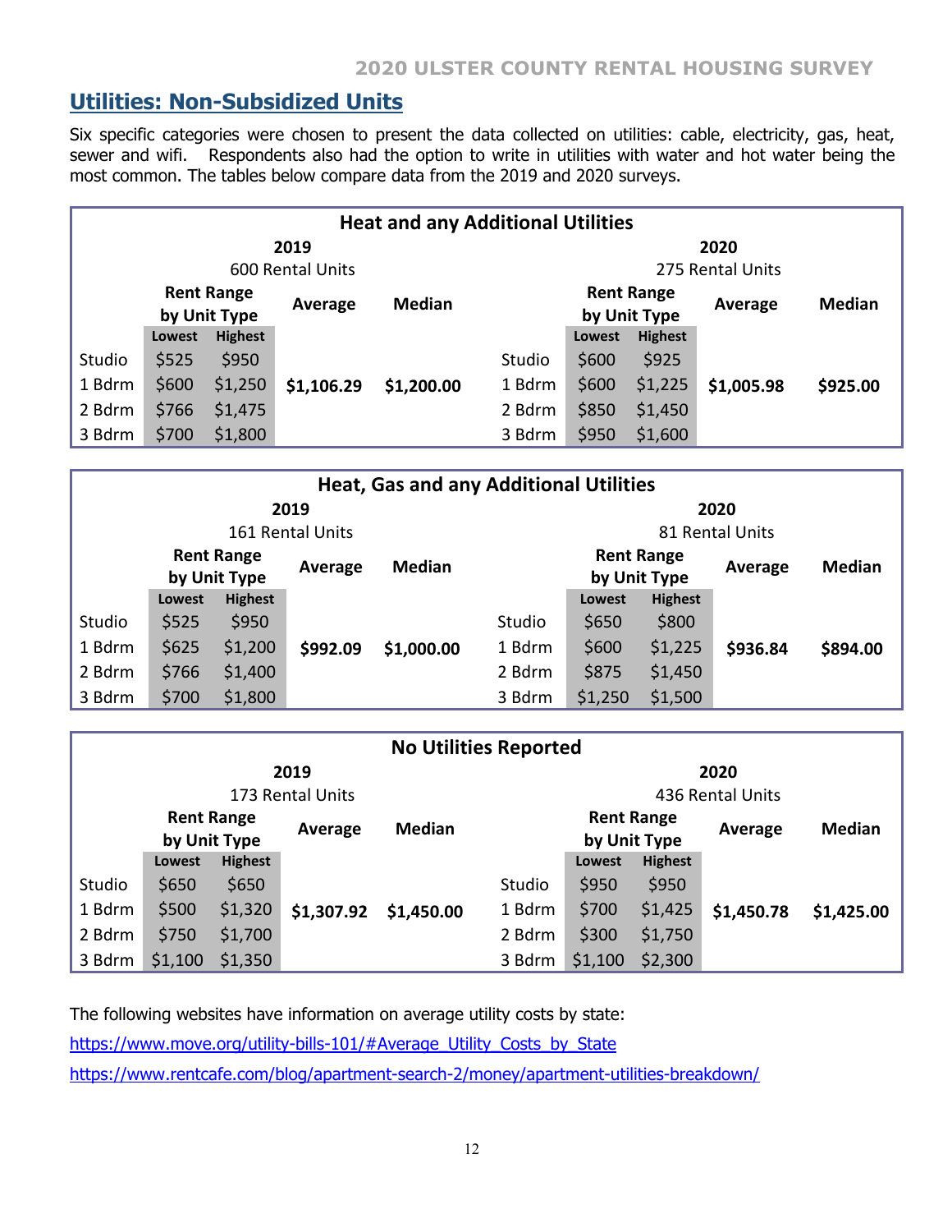## Utilities: Non-Subsidized Units

Six specific categories were chosen to present the data collected on utilities: cable, electricity, gas, heat, sewer and wifi. Respondents also had the option to write in utilities with water and hot water being the most common. The tables below compare data from the 2019 and 2020 surveys.

**Heat and any Additional Utilities**

| | 2019 600 Rental Units | | | | | 2020 275 Rental Units | | | |
|---|---|---|---|---|---|---|---|---|---|
| | Rent Range by Unit Type | | Average | Median | | Rent Range by Unit Type | | Average | Median |
| | Lowest | Highest | | | | Lowest | Highest | | |
| Studio | $525 | $950 | | | Studio | $600 | $925 | | |
| 1 Bdrm | $600 | $1,250 | $1,106.29 | $1,200.00 | 1 Bdrm | $600 | $1,225 | $1,005.98 | $925.00 |
| 2 Bdrm | $766 | $1,475 | | | 2 Bdrm | $850 | $1,450 | | |
| 3 Bdrm | $700 | $1,800 | | | 3 Bdrm | $950 | $1,600 | | |

**Heat, Gas and any Additional Utilities**

| | 2019 161 Rental Units | | | | | 2020 81 Rental Units | | | |
|---|---|---|---|---|---|---|---|---|---|
| | Rent Range by Unit Type | | Average | Median | | Rent Range by Unit Type | | Average | Median |
| | Lowest | Highest | | | | Lowest | Highest | | |
| Studio | $525 | $950 | | | Studio | $650 | $800 | | |
| 1 Bdrm | $625 | $1,200 | $992.09 | $1,000.00 | 1 Bdrm | $600 | $1,225 | $936.84 | $894.00 |
| 2 Bdrm | $766 | $1,400 | | | 2 Bdrm | $875 | $1,450 | | |
| 3 Bdrm | $700 | $1,800 | | | 3 Bdrm | $1,250 | $1,500 | | |

**No Utilities Reported**

| | 2019 173 Rental Units | | | | | 2020 436 Rental Units | | | |
|---|---|---|---|---|---|---|---|---|---|
| | Rent Range by Unit Type | | Average | Median | | Rent Range by Unit Type | | Average | Median |
| | Lowest | Highest | | | | Lowest | Highest | | |
| Studio | $650 | $650 | | | Studio | $950 | $950 | | |
| 1 Bdrm | $500 | $1,320 | $1,307.92 | $1,450.00 | 1 Bdrm | $700 | $1,425 | $1,450.78 | $1,425.00 |
| 2 Bdrm | $750 | $1,700 | | | 2 Bdrm | $300 | $1,750 | | |
| 3 Bdrm | $1,100 | $1,350 | | | 3 Bdrm | $1,100 | $2,300 | | |

The following websites have information on average utility costs by state:

https://www.move.org/utility-bills-101/#Average_Utility_Costs_by_State

https://www.rentcafe.com/blog/apartment-search-2/money/apartment-utilities-breakdown/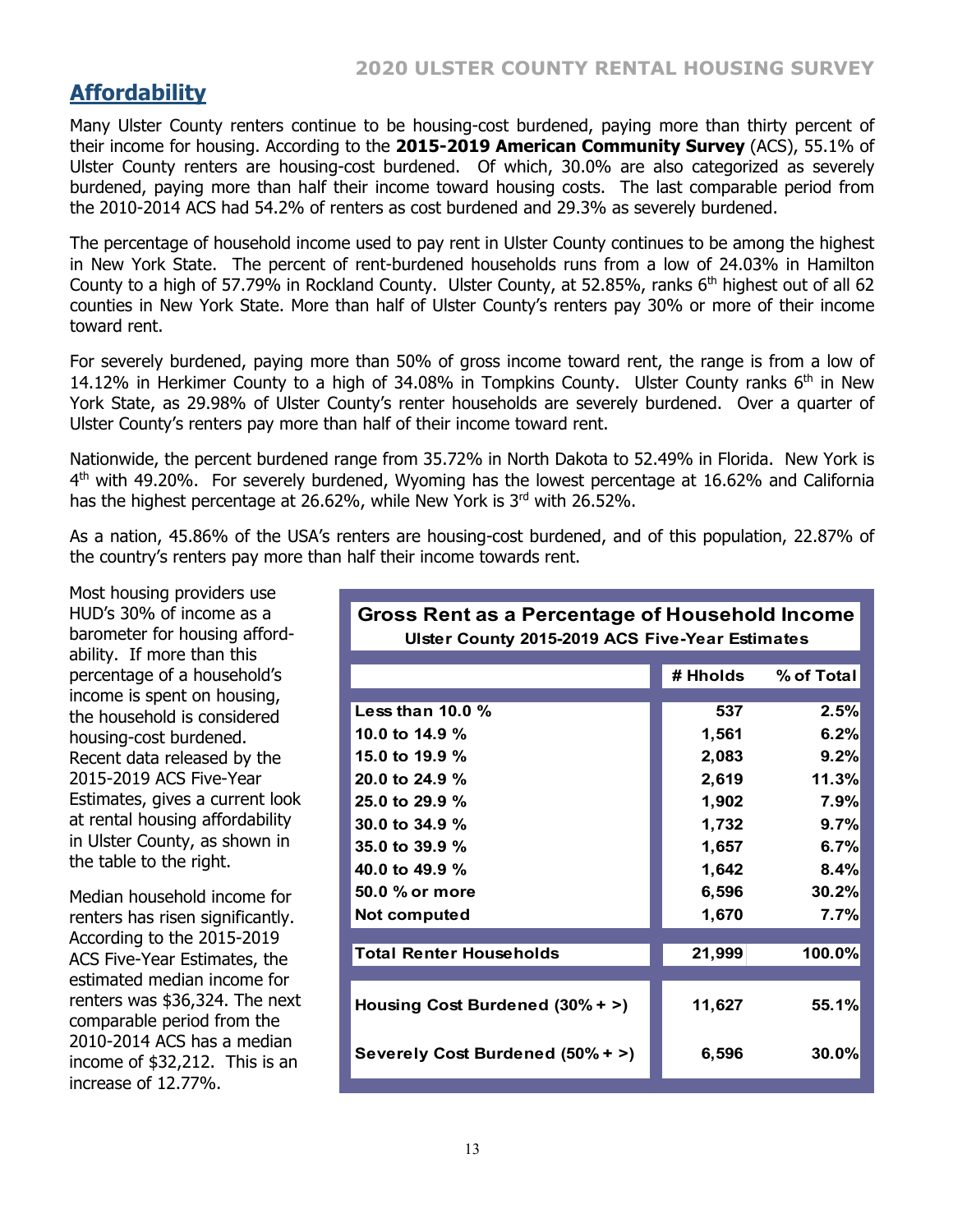## Affordability

Many Ulster County renters continue to be housing-cost burdened, paying more than thirty percent of their income for housing. According to the **2015-2019 American Community Survey** (ACS), 55.1% of Ulster County renters are housing-cost burdened. Of which, 30.0% are also categorized as severely burdened, paying more than half their income toward housing costs. The last comparable period from the 2010-2014 ACS had 54.2% of renters as cost burdened and 29.3% as severely burdened.

The percentage of household income used to pay rent in Ulster County continues to be among the highest in New York State. The percent of rent-burdened households runs from a low of 24.03% in Hamilton County to a high of 57.79% in Rockland County. Ulster County, at 52.85%, ranks 6th highest out of all 62 counties in New York State. More than half of Ulster County's renters pay 30% or more of their income toward rent.

For severely burdened, paying more than 50% of gross income toward rent, the range is from a low of 14.12% in Herkimer County to a high of 34.08% in Tompkins County. Ulster County ranks 6th in New York State, as 29.98% of Ulster County's renter households are severely burdened. Over a quarter of Ulster County's renters pay more than half of their income toward rent.

Nationwide, the percent burdened range from 35.72% in North Dakota to 52.49% in Florida. New York is 4th with 49.20%. For severely burdened, Wyoming has the lowest percentage at 16.62% and California has the highest percentage at 26.62%, while New York is 3rd with 26.52%.

As a nation, 45.86% of the USA's renters are housing-cost burdened, and of this population, 22.87% of the country's renters pay more than half their income towards rent.

Most housing providers use HUD's 30% of income as a barometer for housing affordability. If more than this percentage of a household's income is spent on housing, the household is considered housing-cost burdened. Recent data released by the 2015-2019 ACS Five-Year Estimates, gives a current look at rental housing affordability in Ulster County, as shown in the table to the right.

Median household income for renters has risen significantly. According to the 2015-2019 ACS Five-Year Estimates, the estimated median income for renters was $36,324. The next comparable period from the 2010-2014 ACS has a median income of $32,212. This is an increase of 12.77%.

**Gross Rent as a Percentage of Household Income**
**Ulster County 2015-2019 ACS Five-Year Estimates**

| | # Hholds | % of Total |
|---|---|---|
| Less than 10.0 % | 537 | 2.5% |
| 10.0 to 14.9 % | 1,561 | 6.2% |
| 15.0 to 19.9 % | 2,083 | 9.2% |
| 20.0 to 24.9 % | 2,619 | 11.3% |
| 25.0 to 29.9 % | 1,902 | 7.9% |
| 30.0 to 34.9 % | 1,732 | 9.7% |
| 35.0 to 39.9 % | 1,657 | 6.7% |
| 40.0 to 49.9 % | 1,642 | 8.4% |
| 50.0 % or more | 6,596 | 30.2% |
| Not computed | 1,670 | 7.7% |
| **Total Renter Households** | **21,999** | **100.0%** |
| **Housing Cost Burdened (30% + >)** | **11,627** | **55.1%** |
| **Severely Cost Burdened (50% + >)** | **6,596** | **30.0%** |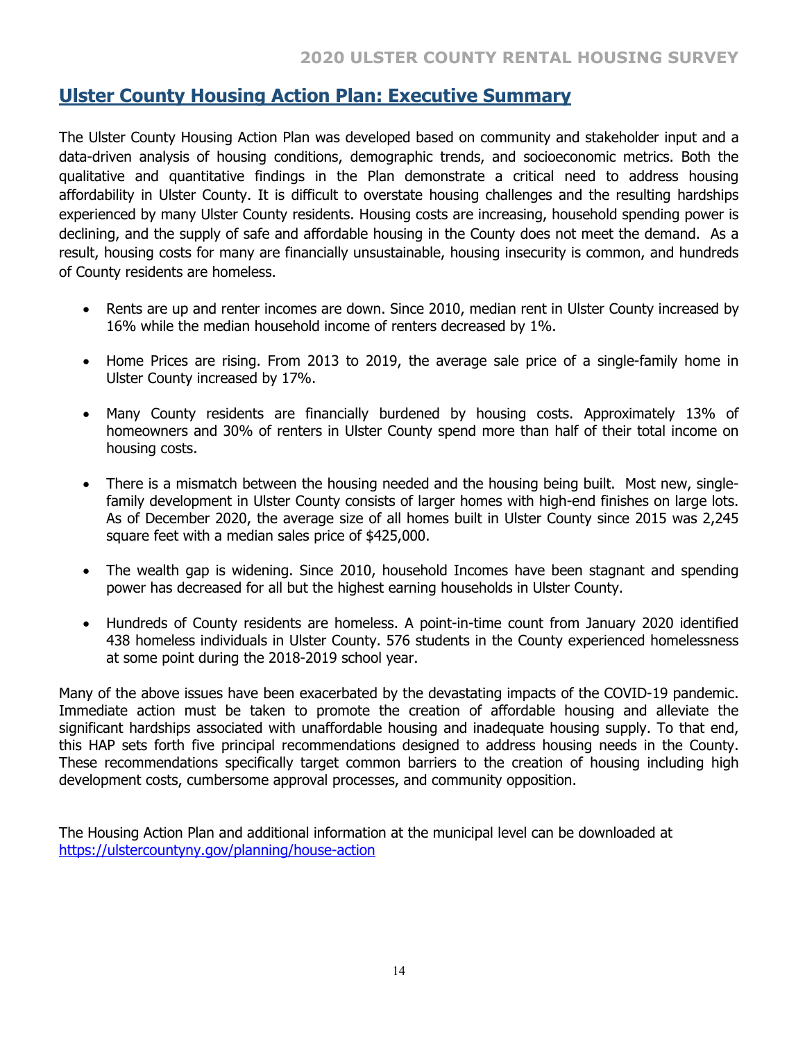## Ulster County Housing Action Plan: Executive Summary

The Ulster County Housing Action Plan was developed based on community and stakeholder input and a data-driven analysis of housing conditions, demographic trends, and socioeconomic metrics. Both the qualitative and quantitative findings in the Plan demonstrate a critical need to address housing affordability in Ulster County. It is difficult to overstate housing challenges and the resulting hardships experienced by many Ulster County residents. Housing costs are increasing, household spending power is declining, and the supply of safe and affordable housing in the County does not meet the demand. As a result, housing costs for many are financially unsustainable, housing insecurity is common, and hundreds of County residents are homeless.

- Rents are up and renter incomes are down. Since 2010, median rent in Ulster County increased by 16% while the median household income of renters decreased by 1%.
- Home Prices are rising. From 2013 to 2019, the average sale price of a single-family home in Ulster County increased by 17%.
- Many County residents are financially burdened by housing costs. Approximately 13% of homeowners and 30% of renters in Ulster County spend more than half of their total income on housing costs.
- There is a mismatch between the housing needed and the housing being built. Most new, single-family development in Ulster County consists of larger homes with high-end finishes on large lots. As of December 2020, the average size of all homes built in Ulster County since 2015 was 2,245 square feet with a median sales price of $425,000.
- The wealth gap is widening. Since 2010, household Incomes have been stagnant and spending power has decreased for all but the highest earning households in Ulster County.
- Hundreds of County residents are homeless. A point-in-time count from January 2020 identified 438 homeless individuals in Ulster County. 576 students in the County experienced homelessness at some point during the 2018-2019 school year.

Many of the above issues have been exacerbated by the devastating impacts of the COVID-19 pandemic. Immediate action must be taken to promote the creation of affordable housing and alleviate the significant hardships associated with unaffordable housing and inadequate housing supply. To that end, this HAP sets forth five principal recommendations designed to address housing needs in the County. These recommendations specifically target common barriers to the creation of housing including high development costs, cumbersome approval processes, and community opposition.

The Housing Action Plan and additional information at the municipal level can be downloaded at https://ulstercountyny.gov/planning/house-action